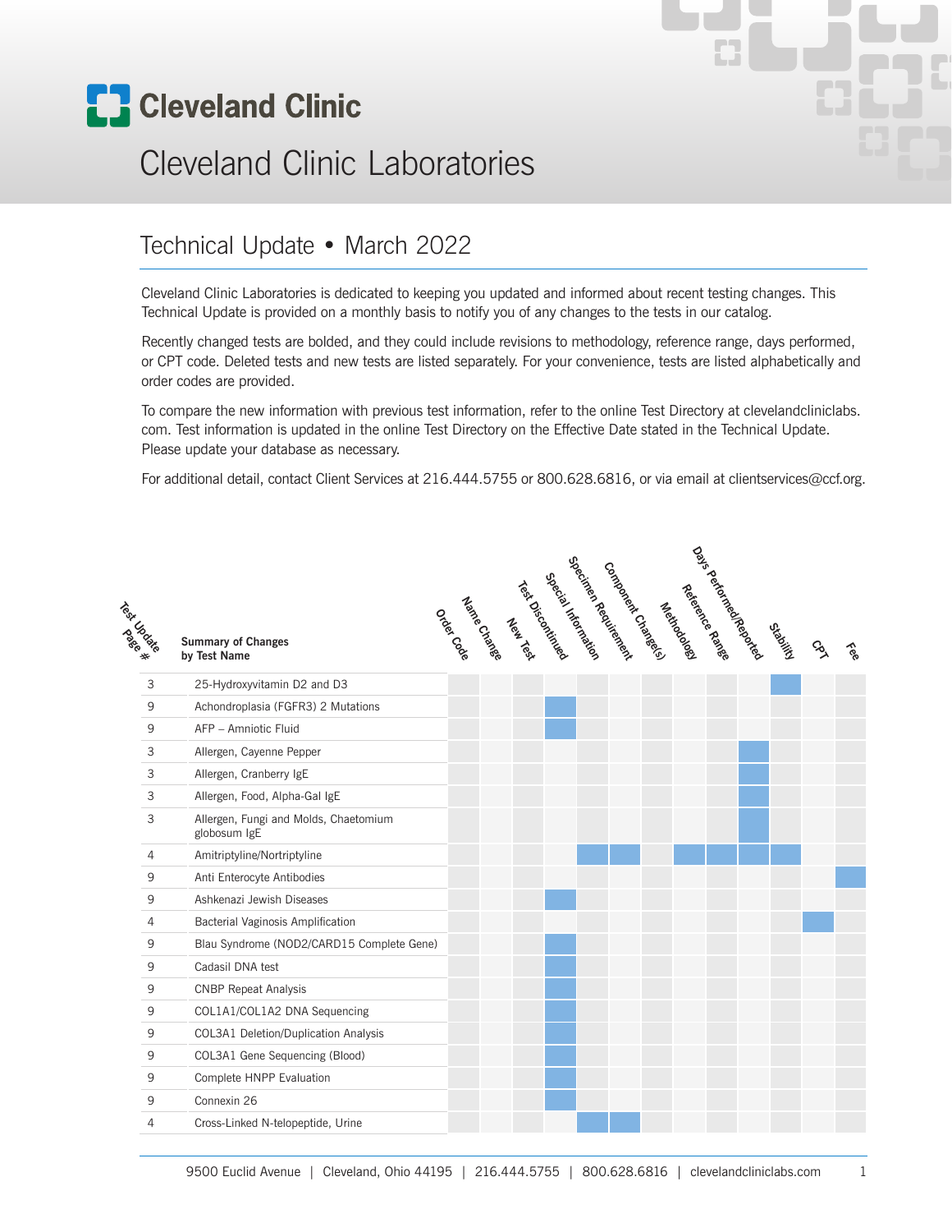# Cleveland Clinic

## Cleveland Clinic Laboratories

### Technical Update • March 2022

Cleveland Clinic Laboratories is dedicated to keeping you updated and informed about recent testing changes. This Technical Update is provided on a monthly basis to notify you of any changes to the tests in our catalog.

Recently changed tests are bolded, and they could include revisions to methodology, reference range, days performed, or CPT code. Deleted tests and new tests are listed separately. For your convenience, tests are listed alphabetically and order codes are provided.

To compare the new information with previous test information, refer to the online Test Directory at clevelandcliniclabs.com. Test information is updated in the online Test Directory on the Effective Date stated in the Technical Update. Please update your database as necessary.

For additional detail, contact Client Services at 216.444.5755 or 800.628.6816, or via email at clientservices@ccf.org.

| Test Update Page # | Summary of Changes by Test Name | Order Code | Name Change | New Test | Test Discontinued | Special Information | Specimen Requirement | Component Change(s) | Methodology | Reference Range | Days Performed/Reported | Stability | CPT | Fee |
|---|---|---|---|---|---|---|---|---|---|---|---|---|---|---|
| 3 | 25-Hydroxyvitamin D2 and D3 | | | | | | | | | | | X | | |
| 9 | Achondroplasia (FGFR3) 2 Mutations | | | | X | | | | | | | | | |
| 9 | AFP – Amniotic Fluid | | | | X | | | | | | | | | |
| 3 | Allergen, Cayenne Pepper | | | | | | | | | | X | | | |
| 3 | Allergen, Cranberry IgE | | | | | | | | | | X | | | |
| 3 | Allergen, Food, Alpha-Gal IgE | | | | | | | | | | X | | | |
| 3 | Allergen, Fungi and Molds, Chaetomium globosum IgE | | | | | | | | | | X | | | |
| 4 | Amitriptyline/Nortriptyline | | | | | X | X | | X | X | X | X | | |
| 9 | Anti Enterocyte Antibodies | | | | | | | | | | | | | X |
| 9 | Ashkenazi Jewish Diseases | | | | X | | | | | | | | | |
| 4 | Bacterial Vaginosis Amplification | | | | | | | | | | | | X | |
| 9 | Blau Syndrome (NOD2/CARD15 Complete Gene) | | | | X | | | | | | | | | |
| 9 | Cadasil DNA test | | | | X | | | | | | | | | |
| 9 | CNBP Repeat Analysis | | | | X | | | | | | | | | |
| 9 | COL1A1/COL1A2 DNA Sequencing | | | | X | | | | | | | | | |
| 9 | COL3A1 Deletion/Duplication Analysis | | | | X | | | | | | | | | |
| 9 | COL3A1 Gene Sequencing (Blood) | | | | X | | | | | | | | | |
| 9 | Complete HNPP Evaluation | | | | X | | | | | | | | | |
| 9 | Connexin 26 | | | | X | | | | | | | | | |
| 4 | Cross-Linked N-telopeptide, Urine | | | | | X | X | | | | | | | |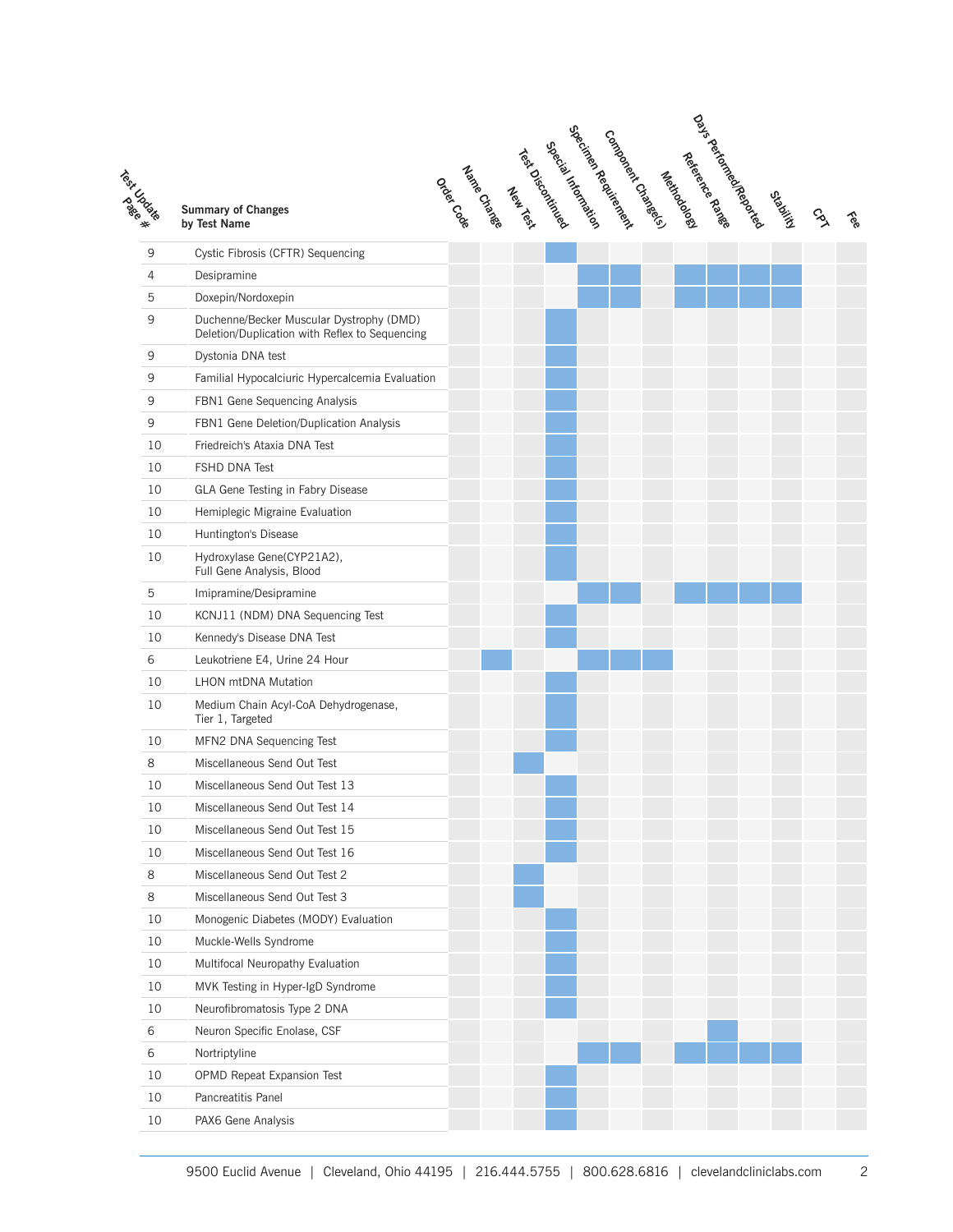| Test Update Page # | Summary of Changes by Test Name | Order Code | Name Change | New Test | Test Discontinued | Special Information | Specimen Requirement | Component Change(s) | Methodology | Reference Range | Days Performed/Reported | Stability | CPT | Fee |
|---|---|---|---|---|---|---|---|---|---|---|---|---|---|---|
| 9 | Cystic Fibrosis (CFTR) Sequencing | | | | X | | | | | | | | | |
| 4 | Desipramine | | | | | X | X | | X | X | X | X | | |
| 5 | Doxepin/Nordoxepin | | | | | X | X | | X | X | X | X | | |
| 9 | Duchenne/Becker Muscular Dystrophy (DMD) Deletion/Duplication with Reflex to Sequencing | | | | X | | | | | | | | | |
| 9 | Dystonia DNA test | | | | X | | | | | | | | | |
| 9 | Familial Hypocalciuric Hypercalcemia Evaluation | | | | X | | | | | | | | | |
| 9 | FBN1 Gene Sequencing Analysis | | | | X | | | | | | | | | |
| 9 | FBN1 Gene Deletion/Duplication Analysis | | | | X | | | | | | | | | |
| 10 | Friedreich's Ataxia DNA Test | | | | X | | | | | | | | | |
| 10 | FSHD DNA Test | | | | X | | | | | | | | | |
| 10 | GLA Gene Testing in Fabry Disease | | | | X | | | | | | | | | |
| 10 | Hemiplegic Migraine Evaluation | | | | X | | | | | | | | | |
| 10 | Huntington's Disease | | | | X | | | | | | | | | |
| 10 | Hydroxylase Gene(CYP21A2), Full Gene Analysis, Blood | | | | X | | | | | | | | | |
| 5 | Imipramine/Desipramine | | | | | X | X | | X | X | X | X | | |
| 10 | KCNJ11 (NDM) DNA Sequencing Test | | | | X | | | | | | | | | |
| 10 | Kennedy's Disease DNA Test | | | | X | | | | | | | | | |
| 6 | Leukotriene E4, Urine 24 Hour | | X | | | X | X | X | | | | | | |
| 10 | LHON mtDNA Mutation | | | | X | | | | | | | | | |
| 10 | Medium Chain Acyl-CoA Dehydrogenase, Tier 1, Targeted | | | | X | | | | | | | | | |
| 10 | MFN2 DNA Sequencing Test | | | | X | | | | | | | | | |
| 8 | Miscellaneous Send Out Test | | | X | | | | | | | | | | |
| 10 | Miscellaneous Send Out Test 13 | | | | X | | | | | | | | | |
| 10 | Miscellaneous Send Out Test 14 | | | | X | | | | | | | | | |
| 10 | Miscellaneous Send Out Test 15 | | | | X | | | | | | | | | |
| 10 | Miscellaneous Send Out Test 16 | | | | X | | | | | | | | | |
| 8 | Miscellaneous Send Out Test 2 | | | X | | | | | | | | | | |
| 8 | Miscellaneous Send Out Test 3 | | | X | | | | | | | | | | |
| 10 | Monogenic Diabetes (MODY) Evaluation | | | | X | | | | | | | | | |
| 10 | Muckle-Wells Syndrome | | | | X | | | | | | | | | |
| 10 | Multifocal Neuropathy Evaluation | | | | X | | | | | | | | | |
| 10 | MVK Testing in Hyper-IgD Syndrome | | | | X | | | | | | | | | |
| 10 | Neurofibromatosis Type 2 DNA | | | | X | | | | | | | | | |
| 6 | Neuron Specific Enolase, CSF | | | | | | | | | X | | | | |
| 6 | Nortriptyline | | | | | X | X | | X | X | X | X | | |
| 10 | OPMD Repeat Expansion Test | | | | X | | | | | | | | | |
| 10 | Pancreatitis Panel | | | | X | | | | | | | | | |
| 10 | PAX6 Gene Analysis | | | | X | | | | | | | | | |

9500 Euclid Avenue | Cleveland, Ohio 44195 | 216.444.5755 | 800.628.6816 | clevelandcliniclabs.com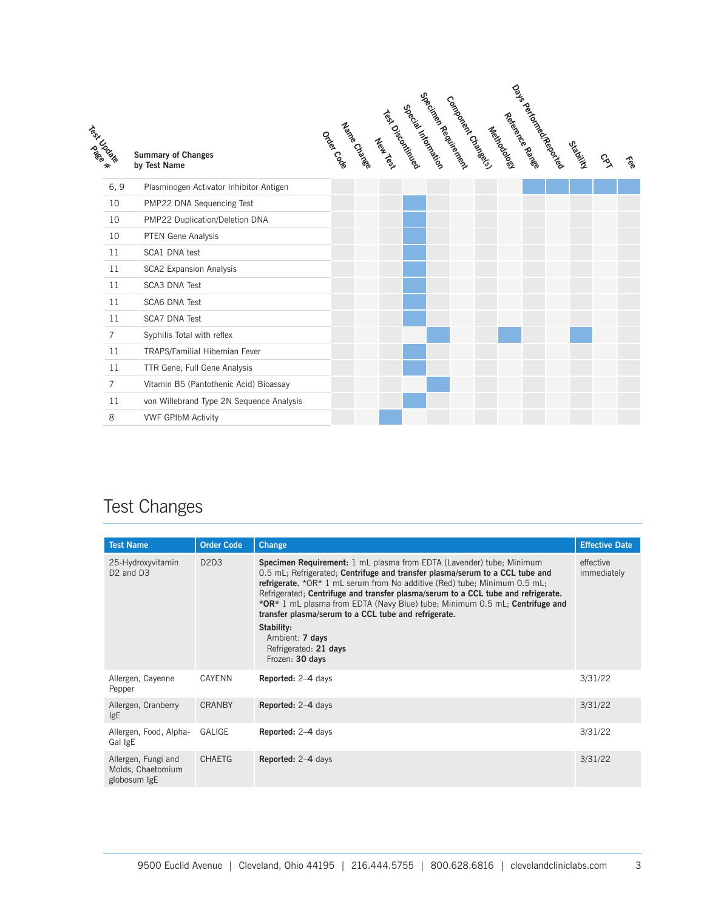| Test Update Page # | Summary of Changes by Test Name | Order Code | Name Change | New Test | Test Discontinued | Special Information | Specimen Requirement | Component Change(s) | Methodology | Reference Range | Days Performed/Reported | Stability | CPT | Fee |
|---|---|---|---|---|---|---|---|---|---|---|---|---|---|---|
| 6, 9 | Plasminogen Activator Inhibitor Antigen | | | | | | | | | X | X | X | X | X |
| 10 | PMP22 DNA Sequencing Test | | | | X | | | | | | | | | |
| 10 | PMP22 Duplication/Deletion DNA | | | | X | | | | | | | | | |
| 10 | PTEN Gene Analysis | | | | X | | | | | | | | | |
| 11 | SCA1 DNA test | | | | X | | | | | | | | | |
| 11 | SCA2 Expansion Analysis | | | | X | | | | | | | | | |
| 11 | SCA3 DNA Test | | | | X | | | | | | | | | |
| 11 | SCA6 DNA Test | | | | X | | | | | | | | | |
| 11 | SCA7 DNA Test | | | | X | | | | | | | | | |
| 7 | Syphilis Total with reflex | | | | | X | | | X | | | X | | |
| 11 | TRAPS/Familial Hibernian Fever | | | | X | | | | | | | | | |
| 11 | TTR Gene, Full Gene Analysis | | | | X | | | | | | | | | |
| 7 | Vitamin B5 (Pantothenic Acid) Bioassay | | | | | X | | | | | | | | |
| 11 | von Willebrand Type 2N Sequence Analysis | | | | X | | | | | | | | | |
| 8 | VWF GPIbM Activity | | | X | | | | | | | | | | |

# Test Changes

| Test Name | Order Code | Change | Effective Date |
|---|---|---|---|
| 25-Hydroxyvitamin D2 and D3 | D2D3 | **Specimen Requirement:** 1 mL plasma from EDTA (Lavender) tube; Minimum 0.5 mL; Refrigerated; **Centrifuge and transfer plasma/serum to a CCL tube and refrigerate.** *OR* 1 mL serum from No additive (Red) tube; Minimum 0.5 mL; Refrigerated; **Centrifuge and transfer plasma/serum to a CCL tube and refrigerate.** ***OR*** 1 mL plasma from EDTA (Navy Blue) tube; Minimum 0.5 mL; **Centrifuge and transfer plasma/serum to a CCL tube and refrigerate.** <br><br> **Stability:** <br> Ambient: **7 days** <br> Refrigerated: **21 days** <br> Frozen: **30 days** | effective immediately |
| Allergen, Cayenne Pepper | CAYENN | **Reported:** 2–**4** days | 3/31/22 |
| Allergen, Cranberry IgE | CRANBY | **Reported:** 2–**4** days | 3/31/22 |
| Allergen, Food, Alpha-Gal IgE | GALIGE | **Reported:** 2–**4** days | 3/31/22 |
| Allergen, Fungi and Molds, Chaetomium globosum IgE | CHAETG | **Reported:** 2–**4** days | 3/31/22 |

9500 Euclid Avenue | Cleveland, Ohio 44195 | 216.444.5755 | 800.628.6816 | clevelandcliniclabs.com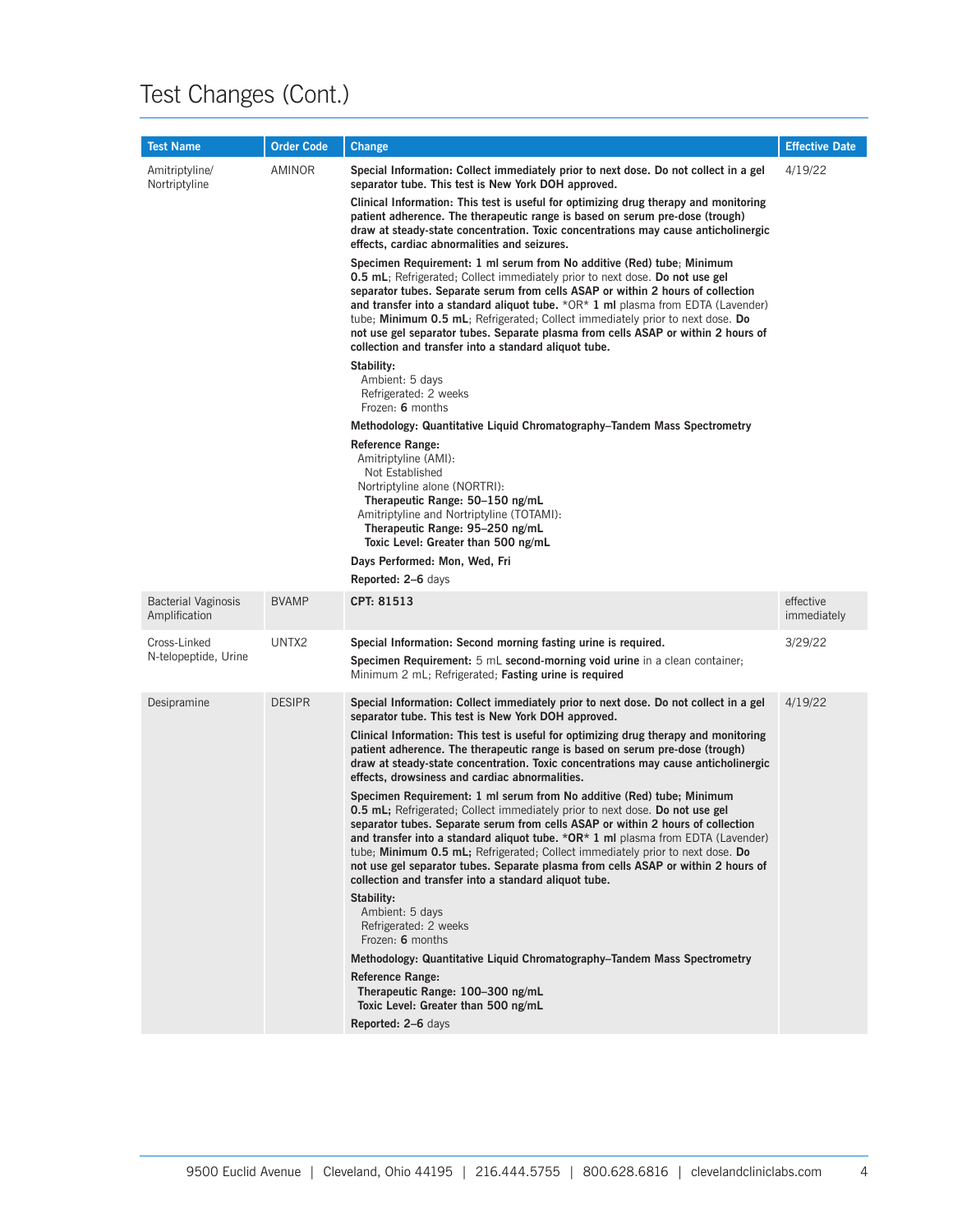# Test Changes (Cont.)

| Test Name | Order Code | Change | Effective Date |
|---|---|---|---|
| Amitriptyline/ Nortriptyline | AMINOR | **Special Information: Collect immediately prior to next dose. Do not collect in a gel separator tube. This test is New York DOH approved.**<br><br>**Clinical Information: This test is useful for optimizing drug therapy and monitoring patient adherence. The therapeutic range is based on serum pre-dose (trough) draw at steady-state concentration. Toxic concentrations may cause anticholinergic effects, cardiac abnormalities and seizures.**<br><br>**Specimen Requirement: 1 ml serum from No additive (Red) tube; Minimum 0.5 mL**; Refrigerated; Collect immediately prior to next dose. **Do not use gel separator tubes. Separate serum from cells ASAP or within 2 hours of collection and transfer into a standard aliquot tube.** *OR* **1 ml** plasma from EDTA (Lavender) tube; **Minimum 0.5 mL**; Refrigerated; Collect immediately prior to next dose. **Do not use gel separator tubes. Separate plasma from cells ASAP or within 2 hours of collection and transfer into a standard aliquot tube.**<br><br>**Stability:**<br>Ambient: 5 days<br>Refrigerated: 2 weeks<br>Frozen: **6** months<br><br>**Methodology: Quantitative Liquid Chromatography–Tandem Mass Spectrometry**<br><br>**Reference Range:**<br>Amitriptyline (AMI):<br>Not Established<br>Nortriptyline alone (NORTRI):<br>**Therapeutic Range: 50–150 ng/mL**<br>Amitriptyline and Nortriptyline (TOTAMI):<br>**Therapeutic Range: 95–250 ng/mL**<br>**Toxic Level: Greater than 500 ng/mL**<br><br>**Days Performed: Mon, Wed, Fri**<br><br>**Reported: 2–6** days | 4/19/22 |
| Bacterial Vaginosis Amplification | BVAMP | **CPT: 81513** | effective immediately |
| Cross-Linked N-telopeptide, Urine | UNTX2 | **Special Information: Second morning fasting urine is required.**<br><br>**Specimen Requirement:** 5 mL **second-morning void urine** in a clean container; Minimum 2 mL; Refrigerated; **Fasting urine is required** | 3/29/22 |
| Desipramine | DESIPR | **Special Information: Collect immediately prior to next dose. Do not collect in a gel separator tube. This test is New York DOH approved.**<br><br>**Clinical Information: This test is useful for optimizing drug therapy and monitoring patient adherence. The therapeutic range is based on serum pre-dose (trough) draw at steady-state concentration. Toxic concentrations may cause anticholinergic effects, drowsiness and cardiac abnormalities.**<br><br>**Specimen Requirement: 1 ml serum from No additive (Red) tube; Minimum 0.5 mL;** Refrigerated; Collect immediately prior to next dose. **Do not use gel separator tubes. Separate serum from cells ASAP or within 2 hours of collection and transfer into a standard aliquot tube. *OR* 1 ml** plasma from EDTA (Lavender) tube; **Minimum 0.5 mL;** Refrigerated; Collect immediately prior to next dose. **Do not use gel separator tubes. Separate plasma from cells ASAP or within 2 hours of collection and transfer into a standard aliquot tube.**<br><br>**Stability:**<br>Ambient: 5 days<br>Refrigerated: 2 weeks<br>Frozen: **6** months<br><br>**Methodology: Quantitative Liquid Chromatography–Tandem Mass Spectrometry**<br><br>**Reference Range:**<br>**Therapeutic Range: 100–300 ng/mL**<br>**Toxic Level: Greater than 500 ng/mL**<br><br>**Reported: 2–6** days | 4/19/22 |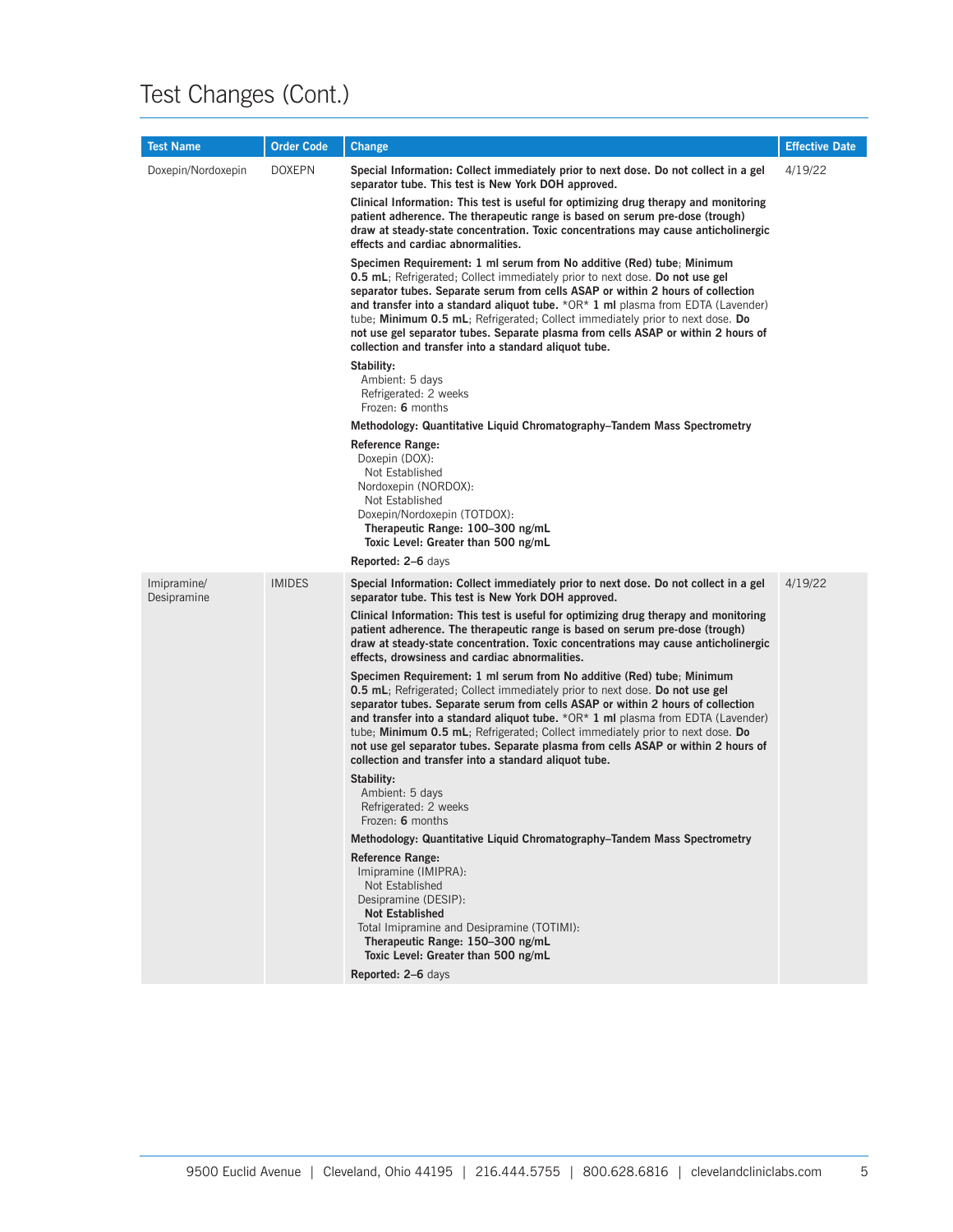# Test Changes (Cont.)

| Test Name | Order Code | Change | Effective Date |
|---|---|---|---|
| Doxepin/Nordoxepin | DOXEPN | **Special Information: Collect immediately prior to next dose. Do not collect in a gel separator tube. This test is New York DOH approved.**<br><br>**Clinical Information: This test is useful for optimizing drug therapy and monitoring patient adherence. The therapeutic range is based on serum pre-dose (trough) draw at steady-state concentration. Toxic concentrations may cause anticholinergic effects and cardiac abnormalities.**<br><br>**Specimen Requirement: 1 ml serum from No additive (Red) tube**; **Minimum 0.5 mL**; Refrigerated; Collect immediately prior to next dose. **Do not use gel separator tubes. Separate serum from cells ASAP or within 2 hours of collection and transfer into a standard aliquot tube.** *OR* **1 ml** plasma from EDTA (Lavender) tube; **Minimum 0.5 mL**; Refrigerated; Collect immediately prior to next dose. **Do not use gel separator tubes. Separate plasma from cells ASAP or within 2 hours of collection and transfer into a standard aliquot tube.**<br><br>**Stability:**<br>Ambient: 5 days<br>Refrigerated: 2 weeks<br>Frozen: **6** months<br><br>**Methodology: Quantitative Liquid Chromatography–Tandem Mass Spectrometry**<br><br>**Reference Range:**<br>Doxepin (DOX):<br>Not Established<br>Nordoxepin (NORDOX):<br>Not Established<br>Doxepin/Nordoxepin (TOTDOX):<br>**Therapeutic Range: 100–300 ng/mL**<br>**Toxic Level: Greater than 500 ng/mL**<br><br>**Reported: 2–6** days | 4/19/22 |
| Imipramine/ Desipramine | IMIDES | **Special Information: Collect immediately prior to next dose. Do not collect in a gel separator tube. This test is New York DOH approved.**<br><br>**Clinical Information: This test is useful for optimizing drug therapy and monitoring patient adherence. The therapeutic range is based on serum pre-dose (trough) draw at steady-state concentration. Toxic concentrations may cause anticholinergic effects, drowsiness and cardiac abnormalities.**<br><br>**Specimen Requirement: 1 ml serum from No additive (Red) tube**; **Minimum 0.5 mL**; Refrigerated; Collect immediately prior to next dose. **Do not use gel separator tubes. Separate serum from cells ASAP or within 2 hours of collection and transfer into a standard aliquot tube.** *OR* **1 ml** plasma from EDTA (Lavender) tube; **Minimum 0.5 mL**; Refrigerated; Collect immediately prior to next dose. **Do not use gel separator tubes. Separate plasma from cells ASAP or within 2 hours of collection and transfer into a standard aliquot tube.**<br><br>**Stability:**<br>Ambient: 5 days<br>Refrigerated: 2 weeks<br>Frozen: **6** months<br><br>**Methodology: Quantitative Liquid Chromatography–Tandem Mass Spectrometry**<br><br>**Reference Range:**<br>Imipramine (IMIPRA):<br>Not Established<br>Desipramine (DESIP):<br>**Not Established**<br>Total Imipramine and Desipramine (TOTIMI):<br>**Therapeutic Range: 150–300 ng/mL**<br>**Toxic Level: Greater than 500 ng/mL**<br><br>**Reported: 2–6** days | 4/19/22 |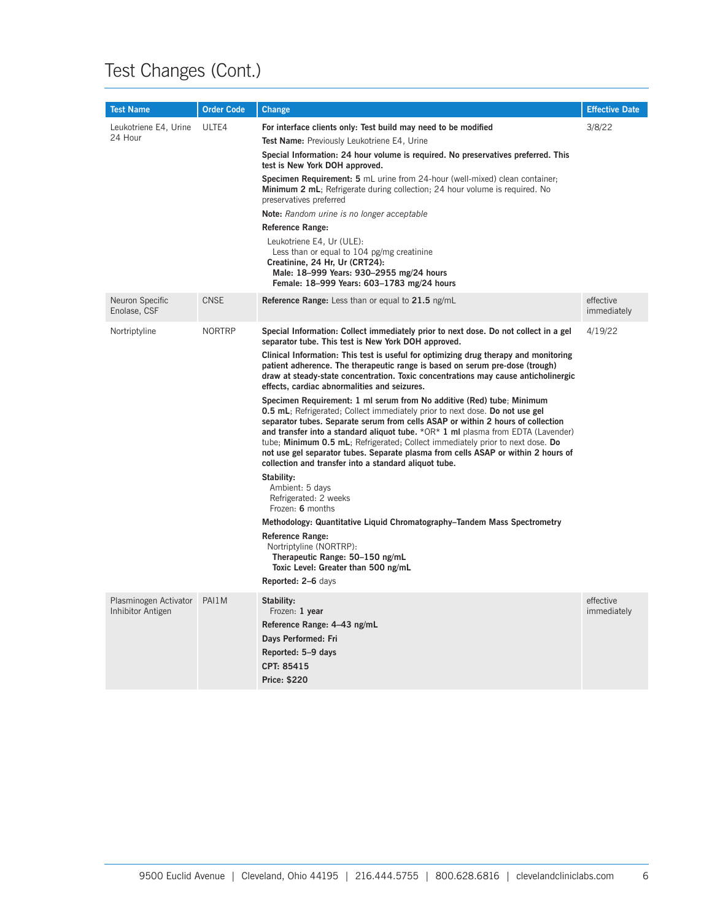# Test Changes (Cont.)

| Test Name | Order Code | Change | Effective Date |
|---|---|---|---|
| Leukotriene E4, Urine 24 Hour | ULTE4 | **For interface clients only: Test build may need to be modified**<br>**Test Name:** Previously Leukotriene E4, Urine<br>**Special Information: 24 hour volume is required. No preservatives preferred. This test is New York DOH approved.**<br>**Specimen Requirement: 5** mL urine from 24-hour (well-mixed) clean container; **Minimum 2 mL**; Refrigerate during collection; 24 hour volume is required. No preservatives preferred<br>**Note:** *Random urine is no longer acceptable*<br>**Reference Range:**<br>Leukotriene E4, Ur (ULE):<br>Less than or equal to 104 pg/mg creatinine<br>**Creatinine, 24 Hr, Ur (CRT24):**<br>**Male: 18–999 Years: 930–2955 mg/24 hours**<br>**Female: 18–999 Years: 603–1783 mg/24 hours** | 3/8/22 |
| Neuron Specific Enolase, CSF | CNSE | **Reference Range:** Less than or equal to **21.5** ng/mL | effective immediately |
| Nortriptyline | NORTRP | **Special Information: Collect immediately prior to next dose. Do not collect in a gel separator tube. This test is New York DOH approved.**<br>**Clinical Information: This test is useful for optimizing drug therapy and monitoring patient adherence. The therapeutic range is based on serum pre-dose (trough) draw at steady-state concentration. Toxic concentrations may cause anticholinergic effects, cardiac abnormalities and seizures.**<br>**Specimen Requirement: 1 ml serum from No additive (Red) tube**; **Minimum 0.5 mL**; Refrigerated; Collect immediately prior to next dose. **Do not use gel separator tubes. Separate serum from cells ASAP or within 2 hours of collection and transfer into a standard aliquot tube.** *OR* **1 ml** plasma from EDTA (Lavender) tube; **Minimum 0.5 mL**; Refrigerated; Collect immediately prior to next dose. **Do not use gel separator tubes. Separate plasma from cells ASAP or within 2 hours of collection and transfer into a standard aliquot tube.**<br>**Stability:**<br>Ambient: 5 days<br>Refrigerated: 2 weeks<br>Frozen: **6** months<br>**Methodology: Quantitative Liquid Chromatography–Tandem Mass Spectrometry**<br>**Reference Range:**<br>Nortriptyline (NORTRP):<br>**Therapeutic Range: 50–150 ng/mL**<br>**Toxic Level: Greater than 500 ng/mL**<br>**Reported: 2–6** days | 4/19/22 |
| Plasminogen Activator Inhibitor Antigen | PAI1M | **Stability:**<br>Frozen: **1 year**<br>**Reference Range: 4–43 ng/mL**<br>**Days Performed: Fri**<br>**Reported: 5–9 days**<br>**CPT: 85415**<br>**Price: $220** | effective immediately |

9500 Euclid Avenue | Cleveland, Ohio 44195 | 216.444.5755 | 800.628.6816 | clevelandcliniclabs.com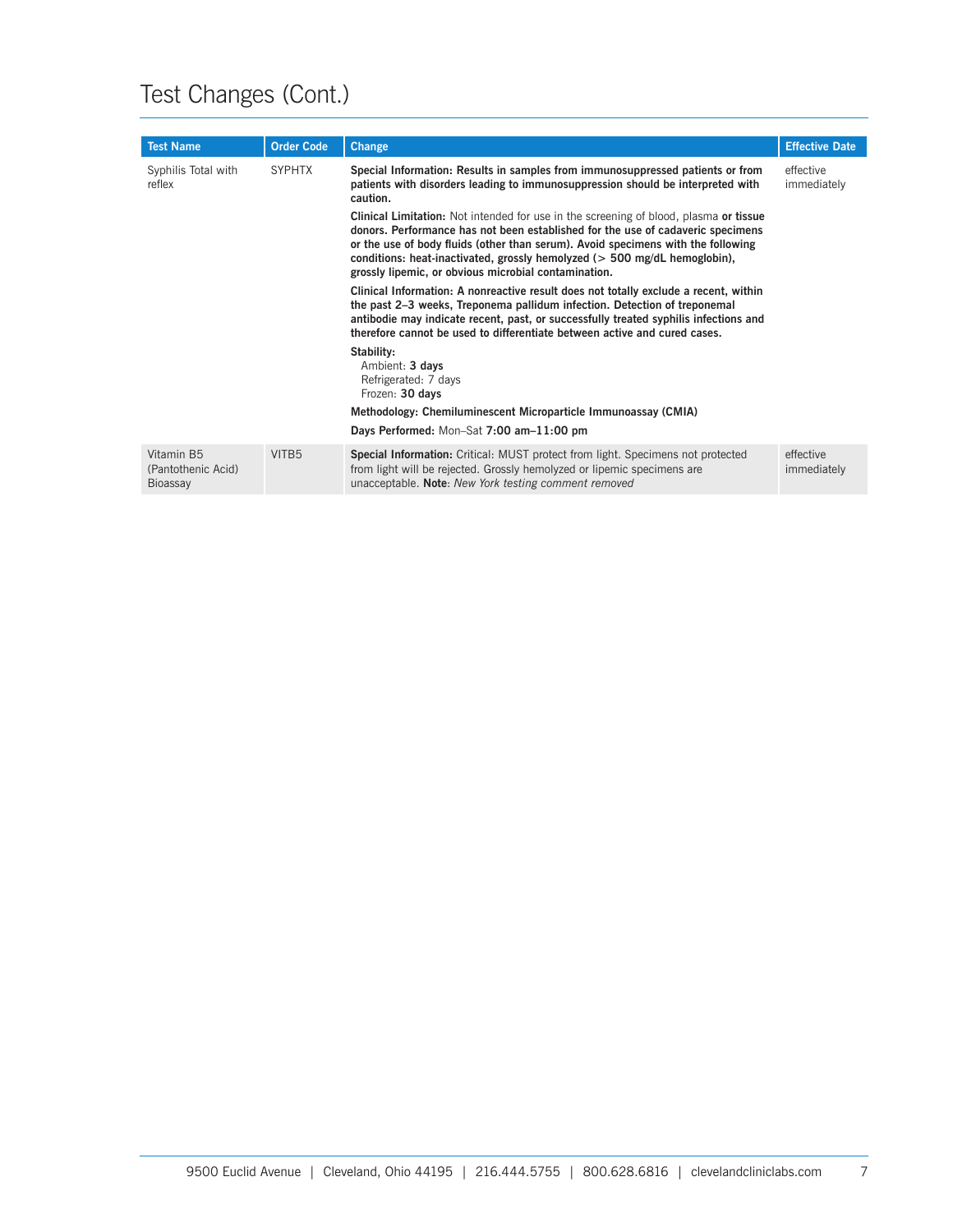# Test Changes (Cont.)

| Test Name | Order Code | Change | Effective Date |
|---|---|---|---|
| Syphilis Total with reflex | SYPHTX | **Special Information: Results in samples from immunosuppressed patients or from patients with disorders leading to immunosuppression should be interpreted with caution.**<br><br>**Clinical Limitation:** Not intended for use in the screening of blood, plasma **or tissue donors. Performance has not been established for the use of cadaveric specimens or the use of body fluids (other than serum). Avoid specimens with the following conditions: heat-inactivated, grossly hemolyzed (> 500 mg/dL hemoglobin), grossly lipemic, or obvious microbial contamination.**<br><br>**Clinical Information: A nonreactive result does not totally exclude a recent, within the past 2–3 weeks, Treponema pallidum infection. Detection of treponemal antibodie may indicate recent, past, or successfully treated syphilis infections and therefore cannot be used to differentiate between active and cured cases.**<br><br>**Stability:**<br>Ambient: **3 days**<br>Refrigerated: 7 days<br>Frozen: **30 days**<br><br>**Methodology: Chemiluminescent Microparticle Immunoassay (CMIA)**<br><br>**Days Performed:** Mon–Sat **7:00 am–11:00 pm** | effective immediately |
| Vitamin B5 (Pantothenic Acid) Bioassay | VITB5 | **Special Information:** Critical: MUST protect from light. Specimens not protected from light will be rejected. Grossly hemolyzed or lipemic specimens are unacceptable. **Note**: *New York testing comment removed* | effective immediately |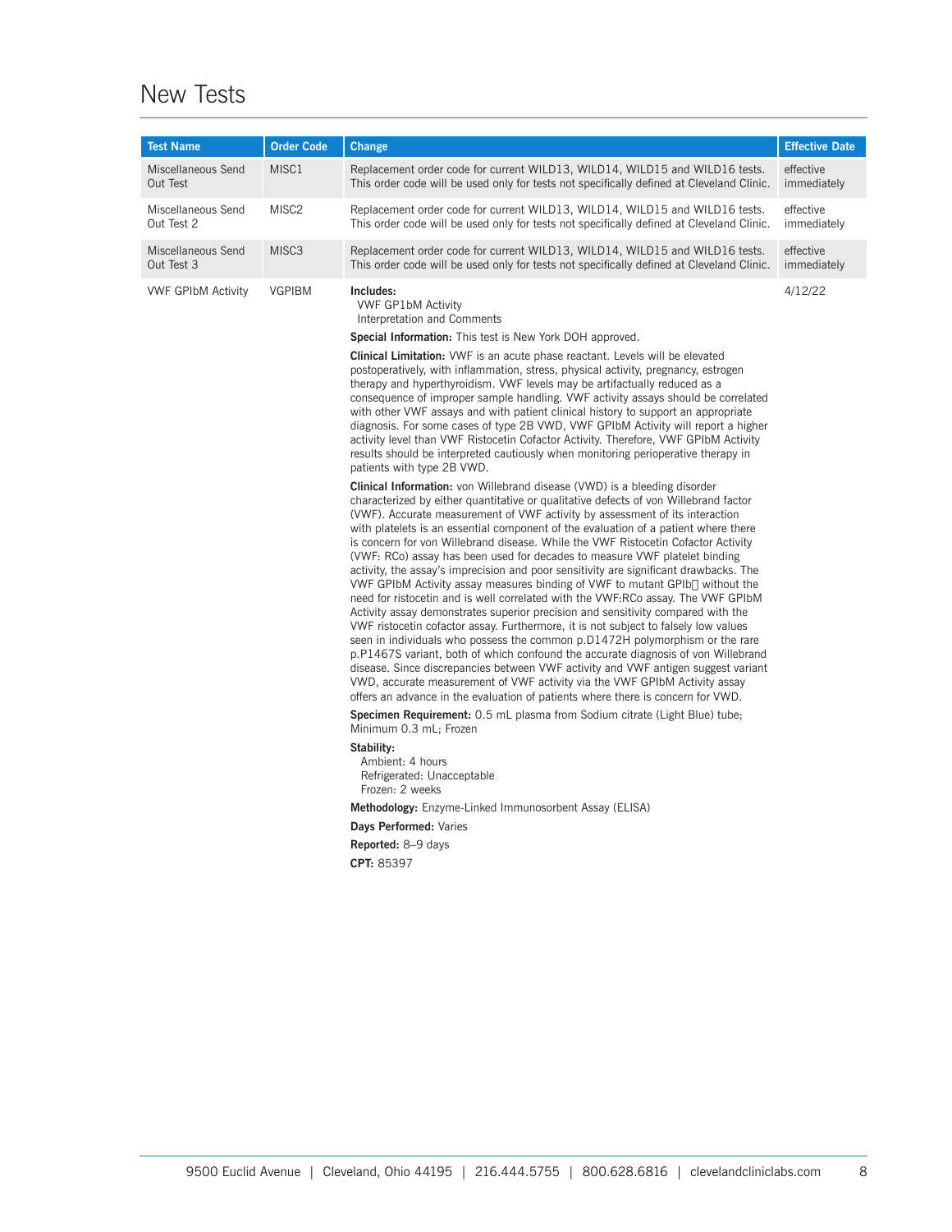# New Tests

| Test Name | Order Code | Change | Effective Date |
|---|---|---|---|
| Miscellaneous Send Out Test | MISC1 | Replacement order code for current WILD13, WILD14, WILD15 and WILD16 tests. This order code will be used only for tests not specifically defined at Cleveland Clinic. | effective immediately |
| Miscellaneous Send Out Test 2 | MISC2 | Replacement order code for current WILD13, WILD14, WILD15 and WILD16 tests. This order code will be used only for tests not specifically defined at Cleveland Clinic. | effective immediately |
| Miscellaneous Send Out Test 3 | MISC3 | Replacement order code for current WILD13, WILD14, WILD15 and WILD16 tests. This order code will be used only for tests not specifically defined at Cleveland Clinic. | effective immediately |
| VWF GPIbM Activity | VGPIBM | **Includes:**<br>VWF GP1bM Activity<br>Interpretation and Comments<br><br>**Special Information:** This test is New York DOH approved.<br><br>**Clinical Limitation:** VWF is an acute phase reactant. Levels will be elevated postoperatively, with inflammation, stress, physical activity, pregnancy, estrogen therapy and hyperthyroidism. VWF levels may be artifactually reduced as a consequence of improper sample handling. VWF activity assays should be correlated with other VWF assays and with patient clinical history to support an appropriate diagnosis. For some cases of type 2B VWD, VWF GPIbM Activity will report a higher activity level than VWF Ristocetin Cofactor Activity. Therefore, VWF GPIbM Activity results should be interpreted cautiously when monitoring perioperative therapy in patients with type 2B VWD.<br><br>**Clinical Information:** von Willebrand disease (VWD) is a bleeding disorder characterized by either quantitative or qualitative defects of von Willebrand factor (VWF). Accurate measurement of VWF activity by assessment of its interaction with platelets is an essential component of the evaluation of a patient where there is concern for von Willebrand disease. While the VWF Ristocetin Cofactor Activity (VWF: RCo) assay has been used for decades to measure VWF platelet binding activity, the assay's imprecision and poor sensitivity are significant drawbacks. The VWF GPIbM Activity assay measures binding of VWF to mutant GPIb without the need for ristocetin and is well correlated with the VWF:RCo assay. The VWF GPIbM Activity assay demonstrates superior precision and sensitivity compared with the VWF ristocetin cofactor assay. Furthermore, it is not subject to falsely low values seen in individuals who possess the common p.D1472H polymorphism or the rare p.P1467S variant, both of which confound the accurate diagnosis of von Willebrand disease. Since discrepancies between VWF activity and VWF antigen suggest variant VWD, accurate measurement of VWF activity via the VWF GPIbM Activity assay offers an advance in the evaluation of patients where there is concern for VWD.<br><br>**Specimen Requirement:** 0.5 mL plasma from Sodium citrate (Light Blue) tube; Minimum 0.3 mL; Frozen<br><br>**Stability:**<br>Ambient: 4 hours<br>Refrigerated: Unacceptable<br>Frozen: 2 weeks<br><br>**Methodology:** Enzyme-Linked Immunosorbent Assay (ELISA)<br><br>**Days Performed:** Varies<br><br>**Reported:** 8–9 days<br><br>**CPT:** 85397 | 4/12/22 |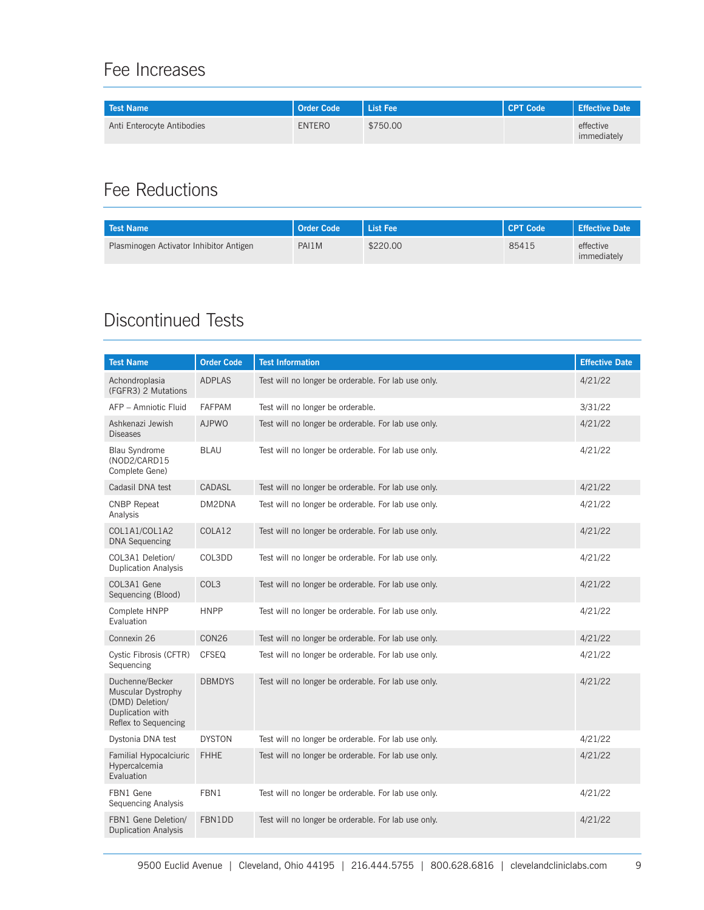## Fee Increases

| Test Name | Order Code | List Fee | CPT Code | Effective Date |
|---|---|---|---|---|
| Anti Enterocyte Antibodies | ENTERO | $750.00 | | effective immediately |

## Fee Reductions

| Test Name | Order Code | List Fee | CPT Code | Effective Date |
|---|---|---|---|---|
| Plasminogen Activator Inhibitor Antigen | PAI1M | $220.00 | 85415 | effective immediately |

## Discontinued Tests

| Test Name | Order Code | Test Information | Effective Date |
|---|---|---|---|
| Achondroplasia (FGFR3) 2 Mutations | ADPLAS | Test will no longer be orderable. For lab use only. | 4/21/22 |
| AFP – Amniotic Fluid | FAFPAM | Test will no longer be orderable. | 3/31/22 |
| Ashkenazi Jewish Diseases | AJPWO | Test will no longer be orderable. For lab use only. | 4/21/22 |
| Blau Syndrome (NOD2/CARD15 Complete Gene) | BLAU | Test will no longer be orderable. For lab use only. | 4/21/22 |
| Cadasil DNA test | CADASL | Test will no longer be orderable. For lab use only. | 4/21/22 |
| CNBP Repeat Analysis | DM2DNA | Test will no longer be orderable. For lab use only. | 4/21/22 |
| COL1A1/COL1A2 DNA Sequencing | COLA12 | Test will no longer be orderable. For lab use only. | 4/21/22 |
| COL3A1 Deletion/ Duplication Analysis | COL3DD | Test will no longer be orderable. For lab use only. | 4/21/22 |
| COL3A1 Gene Sequencing (Blood) | COL3 | Test will no longer be orderable. For lab use only. | 4/21/22 |
| Complete HNPP Evaluation | HNPP | Test will no longer be orderable. For lab use only. | 4/21/22 |
| Connexin 26 | CON26 | Test will no longer be orderable. For lab use only. | 4/21/22 |
| Cystic Fibrosis (CFTR) Sequencing | CFSEQ | Test will no longer be orderable. For lab use only. | 4/21/22 |
| Duchenne/Becker Muscular Dystrophy (DMD) Deletion/ Duplication with Reflex to Sequencing | DBMDYS | Test will no longer be orderable. For lab use only. | 4/21/22 |
| Dystonia DNA test | DYSTON | Test will no longer be orderable. For lab use only. | 4/21/22 |
| Familial Hypocalciuric Hypercalcemia Evaluation | FHHE | Test will no longer be orderable. For lab use only. | 4/21/22 |
| FBN1 Gene Sequencing Analysis | FBN1 | Test will no longer be orderable. For lab use only. | 4/21/22 |
| FBN1 Gene Deletion/ Duplication Analysis | FBN1DD | Test will no longer be orderable. For lab use only. | 4/21/22 |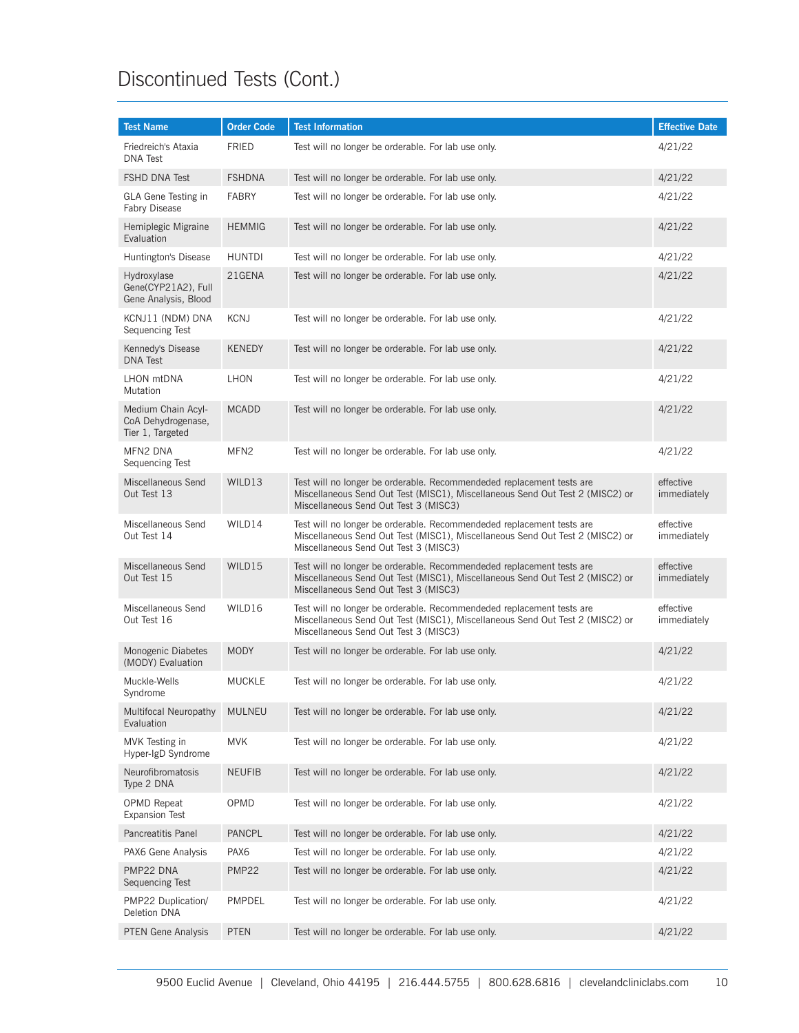# Discontinued Tests (Cont.)

| Test Name | Order Code | Test Information | Effective Date |
|---|---|---|---|
| Friedreich's Ataxia DNA Test | FRIED | Test will no longer be orderable. For lab use only. | 4/21/22 |
| FSHD DNA Test | FSHDNA | Test will no longer be orderable. For lab use only. | 4/21/22 |
| GLA Gene Testing in Fabry Disease | FABRY | Test will no longer be orderable. For lab use only. | 4/21/22 |
| Hemiplegic Migraine Evaluation | HEMMIG | Test will no longer be orderable. For lab use only. | 4/21/22 |
| Huntington's Disease | HUNTDI | Test will no longer be orderable. For lab use only. | 4/21/22 |
| Hydroxylase Gene(CYP21A2), Full Gene Analysis, Blood | 21GENA | Test will no longer be orderable. For lab use only. | 4/21/22 |
| KCNJ11 (NDM) DNA Sequencing Test | KCNJ | Test will no longer be orderable. For lab use only. | 4/21/22 |
| Kennedy's Disease DNA Test | KENEDY | Test will no longer be orderable. For lab use only. | 4/21/22 |
| LHON mtDNA Mutation | LHON | Test will no longer be orderable. For lab use only. | 4/21/22 |
| Medium Chain Acyl-CoA Dehydrogenase, Tier 1, Targeted | MCADD | Test will no longer be orderable. For lab use only. | 4/21/22 |
| MFN2 DNA Sequencing Test | MFN2 | Test will no longer be orderable. For lab use only. | 4/21/22 |
| Miscellaneous Send Out Test 13 | WILD13 | Test will no longer be orderable. Recommendeded replacement tests are Miscellaneous Send Out Test (MISC1), Miscellaneous Send Out Test 2 (MISC2) or Miscellaneous Send Out Test 3 (MISC3) | effective immediately |
| Miscellaneous Send Out Test 14 | WILD14 | Test will no longer be orderable. Recommendeded replacement tests are Miscellaneous Send Out Test (MISC1), Miscellaneous Send Out Test 2 (MISC2) or Miscellaneous Send Out Test 3 (MISC3) | effective immediately |
| Miscellaneous Send Out Test 15 | WILD15 | Test will no longer be orderable. Recommendeded replacement tests are Miscellaneous Send Out Test (MISC1), Miscellaneous Send Out Test 2 (MISC2) or Miscellaneous Send Out Test 3 (MISC3) | effective immediately |
| Miscellaneous Send Out Test 16 | WILD16 | Test will no longer be orderable. Recommendeded replacement tests are Miscellaneous Send Out Test (MISC1), Miscellaneous Send Out Test 2 (MISC2) or Miscellaneous Send Out Test 3 (MISC3) | effective immediately |
| Monogenic Diabetes (MODY) Evaluation | MODY | Test will no longer be orderable. For lab use only. | 4/21/22 |
| Muckle-Wells Syndrome | MUCKLE | Test will no longer be orderable. For lab use only. | 4/21/22 |
| Multifocal Neuropathy Evaluation | MULNEU | Test will no longer be orderable. For lab use only. | 4/21/22 |
| MVK Testing in Hyper-IgD Syndrome | MVK | Test will no longer be orderable. For lab use only. | 4/21/22 |
| Neurofibromatosis Type 2 DNA | NEUFIB | Test will no longer be orderable. For lab use only. | 4/21/22 |
| OPMD Repeat Expansion Test | OPMD | Test will no longer be orderable. For lab use only. | 4/21/22 |
| Pancreatitis Panel | PANCPL | Test will no longer be orderable. For lab use only. | 4/21/22 |
| PAX6 Gene Analysis | PAX6 | Test will no longer be orderable. For lab use only. | 4/21/22 |
| PMP22 DNA Sequencing Test | PMP22 | Test will no longer be orderable. For lab use only. | 4/21/22 |
| PMP22 Duplication/ Deletion DNA | PMPDEL | Test will no longer be orderable. For lab use only. | 4/21/22 |
| PTEN Gene Analysis | PTEN | Test will no longer be orderable. For lab use only. | 4/21/22 |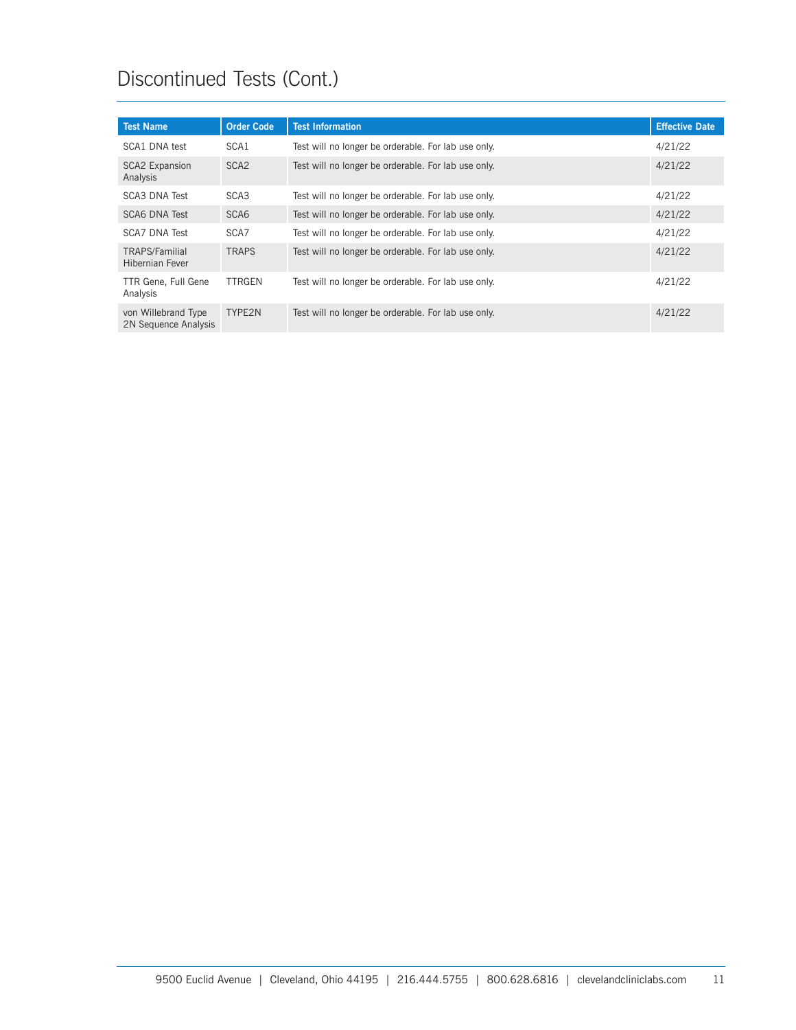# Discontinued Tests (Cont.)

| Test Name | Order Code | Test Information | Effective Date |
|---|---|---|---|
| SCA1 DNA test | SCA1 | Test will no longer be orderable. For lab use only. | 4/21/22 |
| SCA2 Expansion Analysis | SCA2 | Test will no longer be orderable. For lab use only. | 4/21/22 |
| SCA3 DNA Test | SCA3 | Test will no longer be orderable. For lab use only. | 4/21/22 |
| SCA6 DNA Test | SCA6 | Test will no longer be orderable. For lab use only. | 4/21/22 |
| SCA7 DNA Test | SCA7 | Test will no longer be orderable. For lab use only. | 4/21/22 |
| TRAPS/Familial Hibernian Fever | TRAPS | Test will no longer be orderable. For lab use only. | 4/21/22 |
| TTR Gene, Full Gene Analysis | TTRGEN | Test will no longer be orderable. For lab use only. | 4/21/22 |
| von Willebrand Type 2N Sequence Analysis | TYPE2N | Test will no longer be orderable. For lab use only. | 4/21/22 |